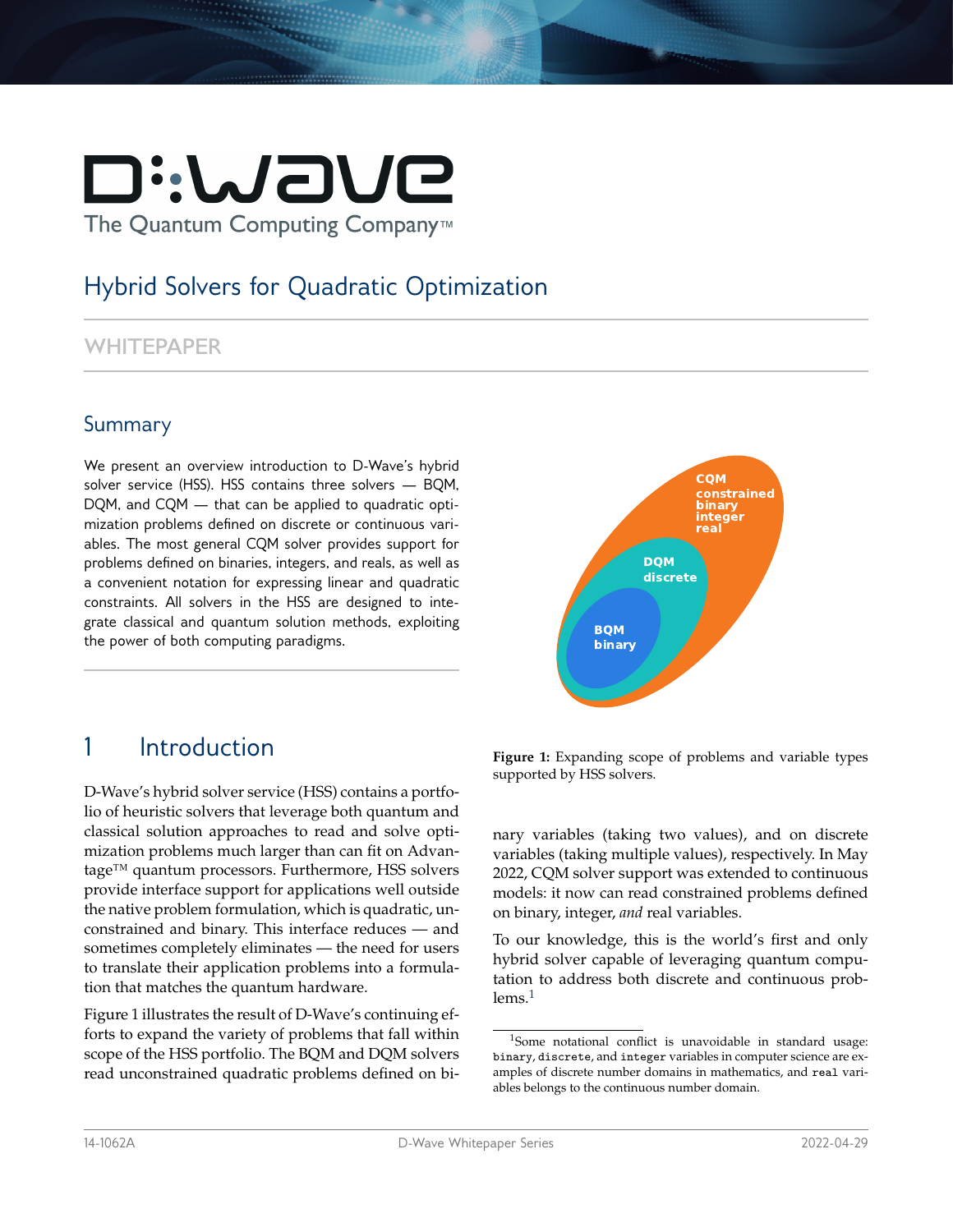# Hybrid Solvers for Quadratic Optimization

WHITEPAPER

## Summary

We present an overview introduction to D-Wave's hybrid solver service (HSS). HSS contains three solvers — BQM, DQM, and CQM — that can be applied to quadratic optimization problems defined on discrete or continuous variables. The most general CQM solver provides support for problems defined on binaries, integers, and reals, as well as a convenient notation for expressing linear and quadratic constraints. All solvers in the HSS are designed to integrate classical and quantum solution methods, exploiting the power of both computing paradigms.

**Figure 1:** Expanding scope of problems and variable types supported by HSS solvers.

## 1 Introduction

D-Wave's hybrid solver service (HSS) contains a portfolio of heuristic solvers that leverage both quantum and classical solution approaches to read and solve optimization problems much larger than can fit on Advantage™ quantum processors. Furthermore, HSS solvers provide interface support for applications well outside the native problem formulation, which is quadratic, unconstrained and binary. This interface reduces — and sometimes completely eliminates — the need for users to translate their application problems into a formulation that matches the quantum hardware.

Figure 1 illustrates the result of D-Wave's continuing efforts to expand the variety of problems that fall within scope of the HSS portfolio. The BQM and DQM solvers read unconstrained quadratic problems defined on binary variables (taking two values), and on discrete variables (taking multiple values), respectively. In May 2022, CQM solver support was extended to continuous models: it now can read constrained problems defined on binary, integer, *and* real variables.

To our knowledge, this is the world's first and only hybrid solver capable of leveraging quantum computation to address both discrete and continuous problems.[1]

[1] Some notational conflict is unavoidable in standard usage: `binary`, `discrete`, and `integer` variables in computer science are examples of discrete number domains in mathematics, and `real` variables belongs to the continuous number domain.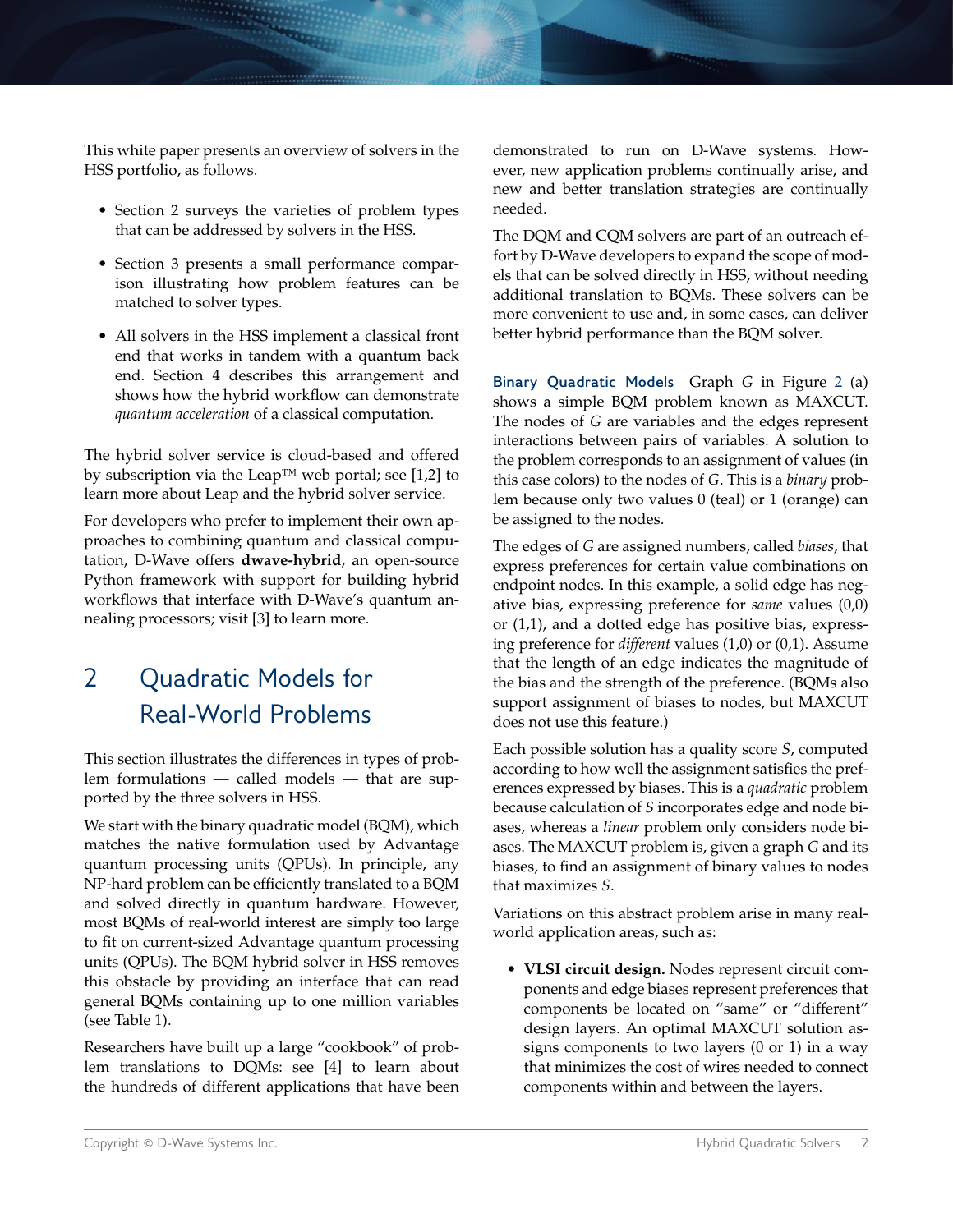This white paper presents an overview of solvers in the HSS portfolio, as follows.

- Section 2 surveys the varieties of problem types that can be addressed by solvers in the HSS.
- Section 3 presents a small performance comparison illustrating how problem features can be matched to solver types.
- All solvers in the HSS implement a classical front end that works in tandem with a quantum back end. Section 4 describes this arrangement and shows how the hybrid workflow can demonstrate *quantum acceleration* of a classical computation.

The hybrid solver service is cloud-based and offered by subscription via the Leap™ web portal; see [1,2] to learn more about Leap and the hybrid solver service.

For developers who prefer to implement their own approaches to combining quantum and classical computation, D-Wave offers **dwave-hybrid**, an open-source Python framework with support for building hybrid workflows that interface with D-Wave's quantum annealing processors; visit [3] to learn more.

# 2 Quadratic Models for Real-World Problems

This section illustrates the differences in types of problem formulations — called models — that are supported by the three solvers in HSS.

We start with the binary quadratic model (BQM), which matches the native formulation used by Advantage quantum processing units (QPUs). In principle, any NP-hard problem can be efficiently translated to a BQM and solved directly in quantum hardware. However, most BQMs of real-world interest are simply too large to fit on current-sized Advantage quantum processing units (QPUs). The BQM hybrid solver in HSS removes this obstacle by providing an interface that can read general BQMs containing up to one million variables (see Table 1).

Researchers have built up a large "cookbook" of problem translations to DQMs: see [4] to learn about the hundreds of different applications that have been demonstrated to run on D-Wave systems. However, new application problems continually arise, and new and better translation strategies are continually needed.

The DQM and CQM solvers are part of an outreach effort by D-Wave developers to expand the scope of models that can be solved directly in HSS, without needing additional translation to BQMs. These solvers can be more convenient to use and, in some cases, can deliver better hybrid performance than the BQM solver.

**Binary Quadratic Models** Graph $G$ in Figure 2 (a) shows a simple BQM problem known as MAXCUT. The nodes of $G$ are variables and the edges represent interactions between pairs of variables. A solution to the problem corresponds to an assignment of values (in this case colors) to the nodes of $G$. This is a *binary* problem because only two values 0 (teal) or 1 (orange) can be assigned to the nodes.

The edges of $G$ are assigned numbers, called *biases*, that express preferences for certain value combinations on endpoint nodes. In this example, a solid edge has negative bias, expressing preference for *same* values (0,0) or (1,1), and a dotted edge has positive bias, expressing preference for *different* values (1,0) or (0,1). Assume that the length of an edge indicates the magnitude of the bias and the strength of the preference. (BQMs also support assignment of biases to nodes, but MAXCUT does not use this feature.)

Each possible solution has a quality score $S$, computed according to how well the assignment satisfies the preferences expressed by biases. This is a *quadratic* problem because calculation of $S$ incorporates edge and node biases, whereas a *linear* problem only considers node biases. The MAXCUT problem is, given a graph $G$ and its biases, to find an assignment of binary values to nodes that maximizes $S$.

Variations on this abstract problem arise in many real-world application areas, such as:

- **VLSI circuit design.** Nodes represent circuit components and edge biases represent preferences that components be located on "same" or "different" design layers. An optimal MAXCUT solution assigns components to two layers (0 or 1) in a way that minimizes the cost of wires needed to connect components within and between the layers.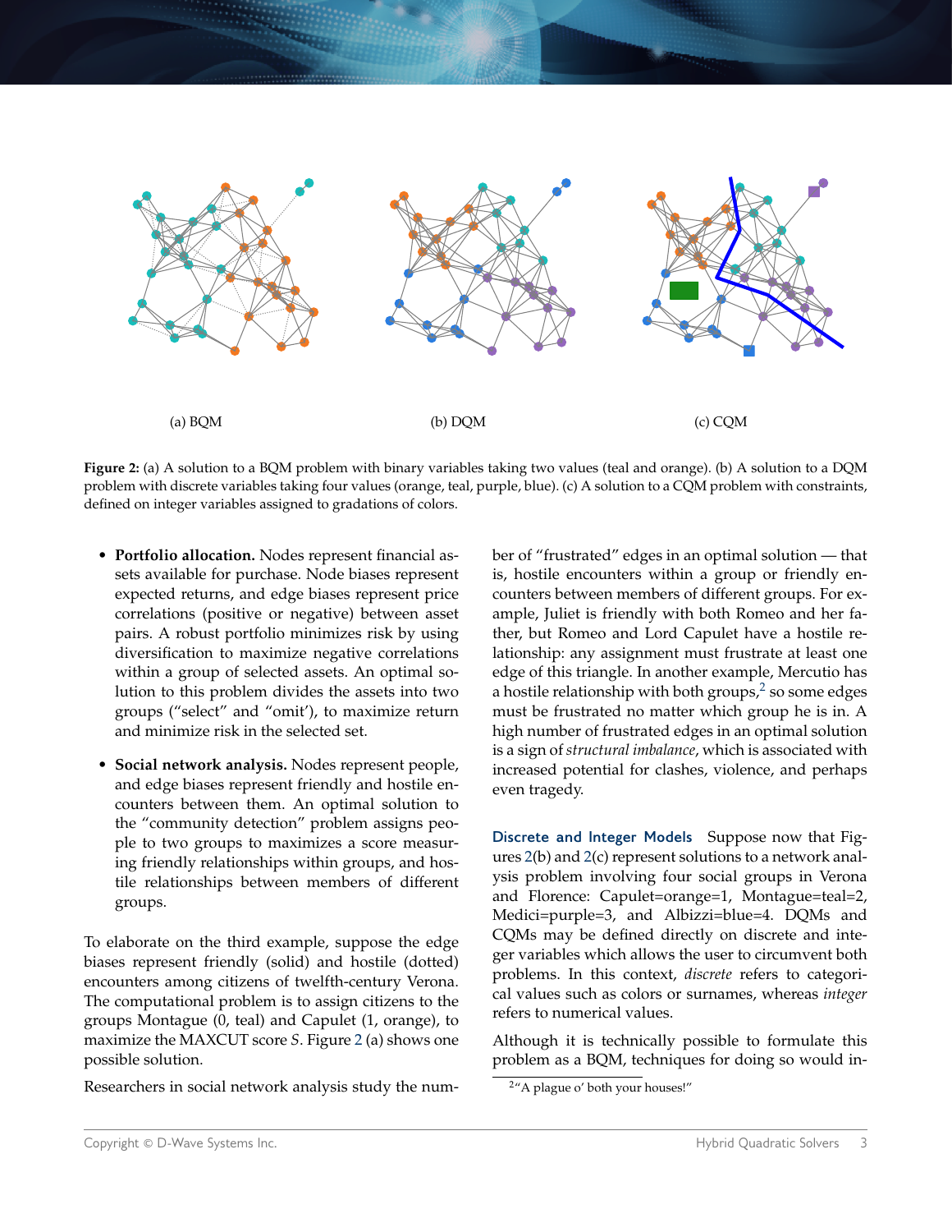(a) BQM

(b) DQM

(c) CQM

**Figure 2:** (a) A solution to a BQM problem with binary variables taking two values (teal and orange). (b) A solution to a DQM problem with discrete variables taking four values (orange, teal, purple, blue). (c) A solution to a CQM problem with constraints, defined on integer variables assigned to gradations of colors.

- **Portfolio allocation.** Nodes represent financial assets available for purchase. Node biases represent expected returns, and edge biases represent price correlations (positive or negative) between asset pairs. A robust portfolio minimizes risk by using diversification to maximize negative correlations within a group of selected assets. An optimal solution to this problem divides the assets into two groups ("select" and "omit'), to maximize return and minimize risk in the selected set.

- **Social network analysis.** Nodes represent people, and edge biases represent friendly and hostile encounters between them. An optimal solution to the "community detection" problem assigns people to two groups to maximizes a score measuring friendly relationships within groups, and hostile relationships between members of different groups.

To elaborate on the third example, suppose the edge biases represent friendly (solid) and hostile (dotted) encounters among citizens of twelfth-century Verona. The computational problem is to assign citizens to the groups Montague (0, teal) and Capulet (1, orange), to maximize the MAXCUT score $S$. Figure 2 (a) shows one possible solution.

Researchers in social network analysis study the number of "frustrated" edges in an optimal solution — that is, hostile encounters within a group or friendly encounters between members of different groups. For example, Juliet is friendly with both Romeo and her father, but Romeo and Lord Capulet have a hostile relationship: any assignment must frustrate at least one edge of this triangle. In another example, Mercutio has a hostile relationship with both groups,[2] so some edges must be frustrated no matter which group he is in. A high number of frustrated edges in an optimal solution is a sign of *structural imbalance*, which is associated with increased potential for clashes, violence, and perhaps even tragedy.

**Discrete and Integer Models** Suppose now that Figures 2(b) and 2(c) represent solutions to a network analysis problem involving four social groups in Verona and Florence: Capulet=orange=1, Montague=teal=2, Medici=purple=3, and Albizzi=blue=4. DQMs and CQMs may be defined directly on discrete and integer variables which allows the user to circumvent both problems. In this context, *discrete* refers to categorical values such as colors or surnames, whereas *integer* refers to numerical values.

Although it is technically possible to formulate this problem as a BQM, techniques for doing so would in-

[2] "A plague o' both your houses!"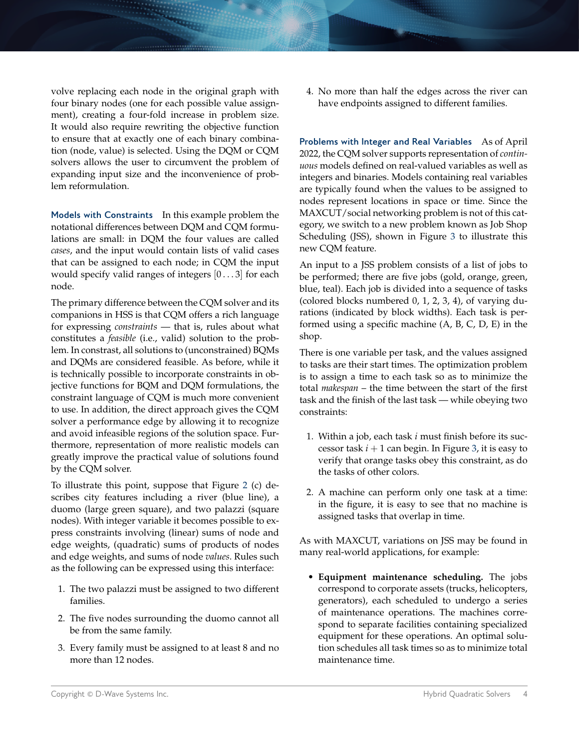volve replacing each node in the original graph with four binary nodes (one for each possible value assignment), creating a four-fold increase in problem size. It would also require rewriting the objective function to ensure that at exactly one of each binary combination (node, value) is selected. Using the DQM or CQM solvers allows the user to circumvent the problem of expanding input size and the inconvenience of problem reformulation.

**Models with Constraints** In this example problem the notational differences between DQM and CQM formulations are small: in DQM the four values are called *cases*, and the input would contain lists of valid cases that can be assigned to each node; in CQM the input would specify valid ranges of integers $[0 \ldots 3]$ for each node.

The primary difference between the CQM solver and its companions in HSS is that CQM offers a rich language for expressing *constraints* — that is, rules about what constitutes a *feasible* (i.e., valid) solution to the problem. In contrast, all solutions to (unconstrained) BQMs and DQMs are considered feasible. As before, while it is technically possible to incorporate constraints in objective functions for BQM and DQM formulations, the constraint language of CQM is much more convenient to use. In addition, the direct approach gives the CQM solver a performance edge by allowing it to recognize and avoid infeasible regions of the solution space. Furthermore, representation of more realistic models can greatly improve the practical value of solutions found by the CQM solver.

To illustrate this point, suppose that Figure 2 (c) describes city features including a river (blue line), a duomo (large green square), and two palazzi (square nodes). With integer variable it becomes possible to express constraints involving (linear) sums of node and edge weights, (quadratic) sums of products of nodes and edge weights, and sums of node *values*. Rules such as the following can be expressed using this interface:

1. The two palazzi must be assigned to two different families.
2. The five nodes surrounding the duomo cannot all be from the same family.
3. Every family must be assigned to at least 8 and no more than 12 nodes.
4. No more than half the edges across the river can have endpoints assigned to different families.

**Problems with Integer and Real Variables** As of April 2022, the CQM solver supports representation of *continuous* models defined on real-valued variables as well as integers and binaries. Models containing real variables are typically found when the values to be assigned to nodes represent locations in space or time. Since the MAXCUT/social networking problem is not of this category, we switch to a new problem known as Job Shop Scheduling (JSS), shown in Figure 3 to illustrate this new CQM feature.

An input to a JSS problem consists of a list of jobs to be performed; there are five jobs (gold, orange, green, blue, teal). Each job is divided into a sequence of tasks (colored blocks numbered 0, 1, 2, 3, 4), of varying durations (indicated by block widths). Each task is performed using a specific machine (A, B, C, D, E) in the shop.

There is one variable per task, and the values assigned to tasks are their start times. The optimization problem is to assign a time to each task so as to minimize the total *makespan* – the time between the start of the first task and the finish of the last task — while obeying two constraints:

1. Within a job, each task $i$ must finish before its successor task $i + 1$ can begin. In Figure 3, it is easy to verify that orange tasks obey this constraint, as do the tasks of other colors.
2. A machine can perform only one task at a time: in the figure, it is easy to see that no machine is assigned tasks that overlap in time.

As with MAXCUT, variations on JSS may be found in many real-world applications, for example:

- **Equipment maintenance scheduling.** The jobs correspond to corporate assets (trucks, helicopters, generators), each scheduled to undergo a series of maintenance operations. The machines correspond to separate facilities containing specialized equipment for these operations. An optimal solution schedules all task times so as to minimize total maintenance time.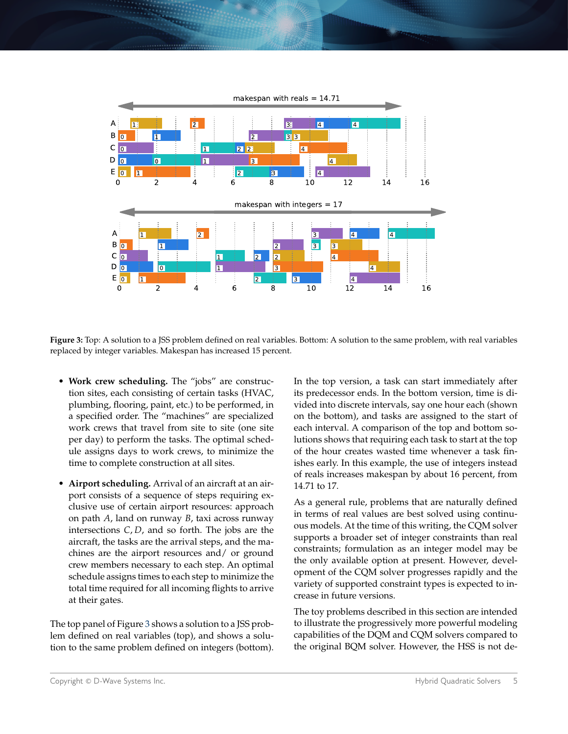**Figure 3:** Top: A solution to a JSS problem defined on real variables. Bottom: A solution to the same problem, with real variables replaced by integer variables. Makespan has increased 15 percent.

- **Work crew scheduling.** The "jobs" are construction sites, each consisting of certain tasks (HVAC, plumbing, flooring, paint, etc.) to be performed, in a specified order. The "machines" are specialized work crews that travel from site to site (one site per day) to perform the tasks. The optimal schedule assigns days to work crews, to minimize the time to complete construction at all sites.

- **Airport scheduling.** Arrival of an aircraft at an airport consists of a sequence of steps requiring exclusive use of certain airport resources: approach on path $A$, land on runway $B$, taxi across runway intersections $C, D$, and so forth. The jobs are the aircraft, the tasks are the arrival steps, and the machines are the airport resources and/ or ground crew members necessary to each step. An optimal schedule assigns times to each step to minimize the total time required for all incoming flights to arrive at their gates.

The top panel of Figure 3 shows a solution to a JSS problem defined on real variables (top), and shows a solution to the same problem defined on integers (bottom). In the top version, a task can start immediately after its predecessor ends. In the bottom version, time is divided into discrete intervals, say one hour each (shown on the bottom), and tasks are assigned to the start of each interval. A comparison of the top and bottom solutions shows that requiring each task to start at the top of the hour creates wasted time whenever a task finishes early. In this example, the use of integers instead of reals increases makespan by about 16 percent, from 14.71 to 17.

As a general rule, problems that are naturally defined in terms of real values are best solved using continuous models. At the time of this writing, the CQM solver supports a broader set of integer constraints than real constraints; formulation as an integer model may be the only available option at present. However, development of the CQM solver progresses rapidly and the variety of supported constraint types is expected to increase in future versions.

The toy problems described in this section are intended to illustrate the progressively more powerful modeling capabilities of the DQM and CQM solvers compared to the original BQM solver. However, the HSS is not de-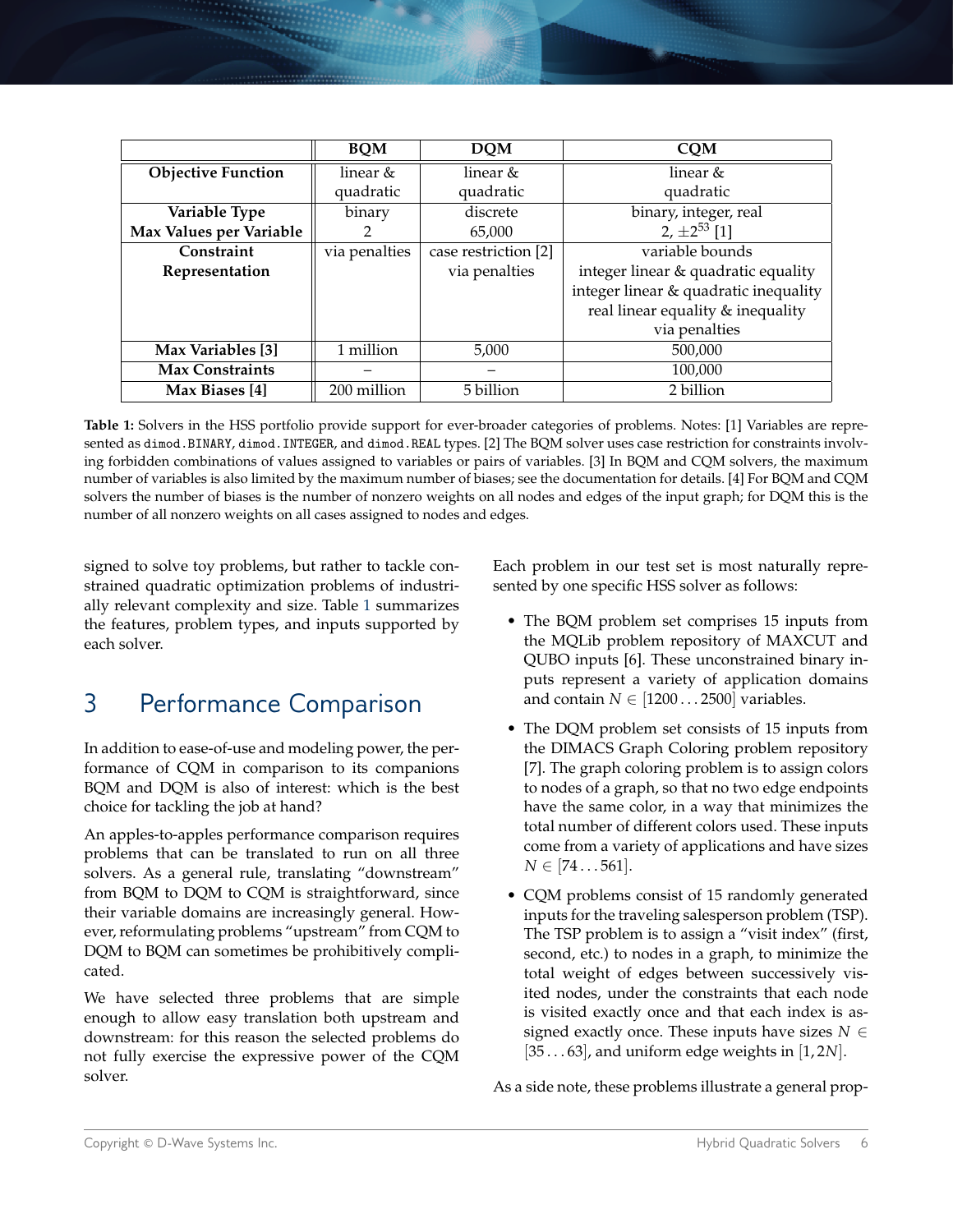| | BQM | DQM | CQM |
|---|---|---|---|
| **Objective Function** | linear & quadratic | linear & quadratic | linear & quadratic |
| **Variable Type** | binary | discrete | binary, integer, real |
| **Max Values per Variable** | 2 | 65,000 | 2, $\pm 2^{53}$ [1] |
| **Constraint Representation** | via penalties | case restriction [2] via penalties | variable bounds integer linear & quadratic equality integer linear & quadratic inequality real linear equality & inequality via penalties |
| **Max Variables [3]** | 1 million | 5,000 | 500,000 |
| **Max Constraints** | – | – | 100,000 |
| **Max Biases [4]** | 200 million | 5 billion | 2 billion |

**Table 1:** Solvers in the HSS portfolio provide support for ever-broader categories of problems. Notes: [1] Variables are represented as `dimod.BINARY`, `dimod.INTEGER`, and `dimod.REAL` types. [2] The BQM solver uses case restriction for constraints involving forbidden combinations of values assigned to variables or pairs of variables. [3] In BQM and CQM solvers, the maximum number of variables is also limited by the maximum number of biases; see the documentation for details. [4] For BQM and CQM solvers the number of biases is the number of nonzero weights on all nodes and edges of the input graph; for DQM this is the number of all nonzero weights on all cases assigned to nodes and edges.

signed to solve toy problems, but rather to tackle constrained quadratic optimization problems of industrially relevant complexity and size. Table 1 summarizes the features, problem types, and inputs supported by each solver.

## 3 Performance Comparison

In addition to ease-of-use and modeling power, the performance of CQM in comparison to its companions BQM and DQM is also of interest: which is the best choice for tackling the job at hand?

An apples-to-apples performance comparison requires problems that can be translated to run on all three solvers. As a general rule, translating "downstream" from BQM to DQM to CQM is straightforward, since their variable domains are increasingly general. However, reformulating problems "upstream" from CQM to DQM to BQM can sometimes be prohibitively complicated.

We have selected three problems that are simple enough to allow easy translation both upstream and downstream: for this reason the selected problems do not fully exercise the expressive power of the CQM solver.

Each problem in our test set is most naturally represented by one specific HSS solver as follows:

- The BQM problem set comprises 15 inputs from the MQLib problem repository of MAXCUT and QUBO inputs [6]. These unconstrained binary inputs represent a variety of application domains and contain $N \in [1200 \ldots 2500]$ variables.
- The DQM problem set consists of 15 inputs from the DIMACS Graph Coloring problem repository [7]. The graph coloring problem is to assign colors to nodes of a graph, so that no two edge endpoints have the same color, in a way that minimizes the total number of different colors used. These inputs come from a variety of applications and have sizes $N \in [74 \ldots 561]$.
- CQM problems consist of 15 randomly generated inputs for the traveling salesperson problem (TSP). The TSP problem is to assign a "visit index" (first, second, etc.) to nodes in a graph, to minimize the total weight of edges between successively visited nodes, under the constraints that each node is visited exactly once and that each index is assigned exactly once. These inputs have sizes $N \in [35 \ldots 63]$, and uniform edge weights in $[1, 2N]$.

As a side note, these problems illustrate a general prop-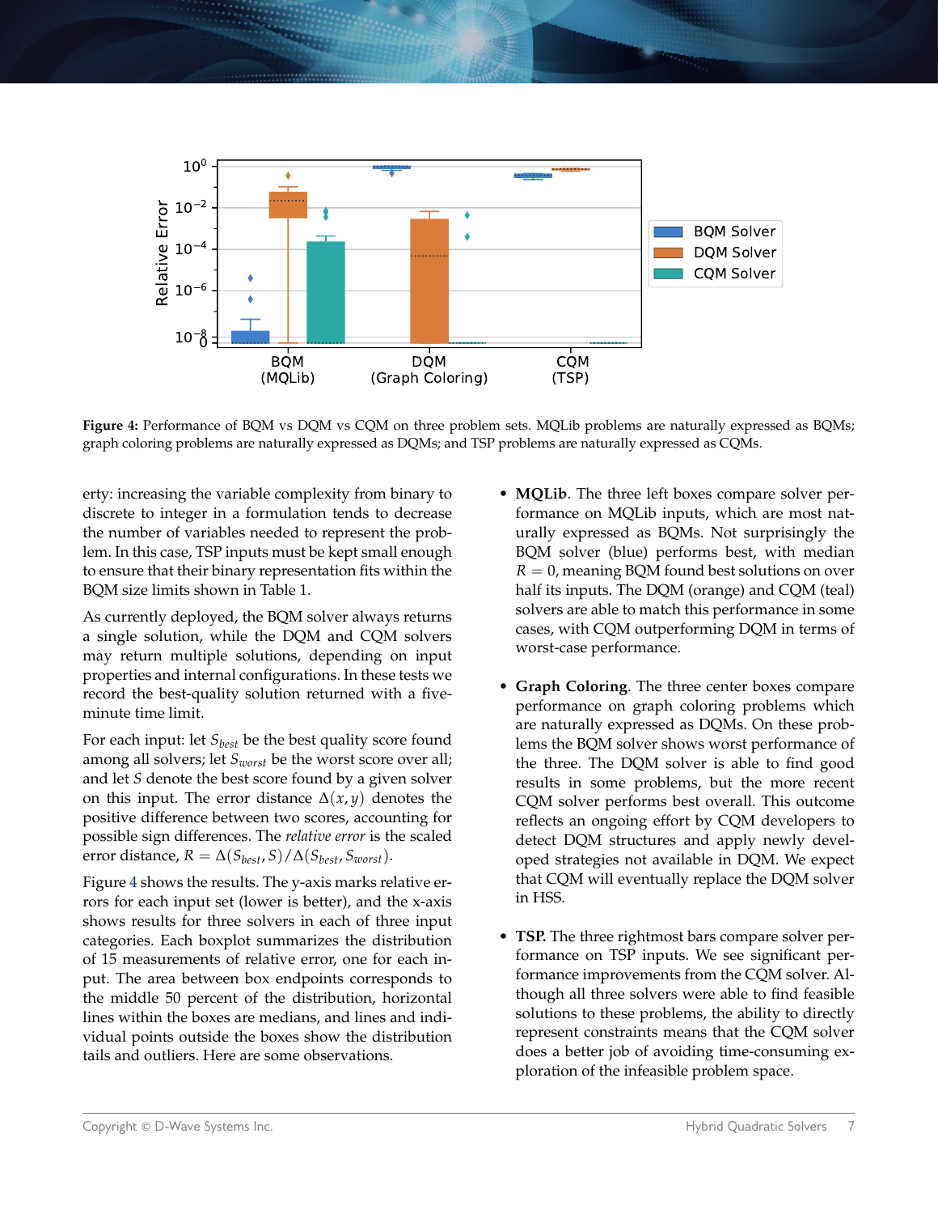**Figure 4:** Performance of BQM vs DQM vs CQM on three problem sets. MQLib problems are naturally expressed as BQMs; graph coloring problems are naturally expressed as DQMs; and TSP problems are naturally expressed as CQMs.

erty: increasing the variable complexity from binary to discrete to integer in a formulation tends to decrease the number of variables needed to represent the problem. In this case, TSP inputs must be kept small enough to ensure that their binary representation fits within the BQM size limits shown in Table 1.

As currently deployed, the BQM solver always returns a single solution, while the DQM and CQM solvers may return multiple solutions, depending on input properties and internal configurations. In these tests we record the best-quality solution returned with a five-minute time limit.

For each input: let $S_{best}$ be the best quality score found among all solvers; let $S_{worst}$ be the worst score over all; and let $S$ denote the best score found by a given solver on this input. The error distance $\Delta(x, y)$ denotes the positive difference between two scores, accounting for possible sign differences. The *relative error* is the scaled error distance, $R = \Delta(S_{best}, S)/\Delta(S_{best}, S_{worst})$.

Figure 4 shows the results. The y-axis marks relative errors for each input set (lower is better), and the x-axis shows results for three solvers in each of three input categories. Each boxplot summarizes the distribution of 15 measurements of relative error, one for each input. The area between box endpoints corresponds to the middle 50 percent of the distribution, horizontal lines within the boxes are medians, and lines and individual points outside the boxes show the distribution tails and outliers. Here are some observations.

- **MQLib**. The three left boxes compare solver performance on MQLib inputs, which are most naturally expressed as BQMs. Not surprisingly the BQM solver (blue) performs best, with median $R = 0$, meaning BQM found best solutions on over half its inputs. The DQM (orange) and CQM (teal) solvers are able to match this performance in some cases, with CQM outperforming DQM in terms of worst-case performance.

- **Graph Coloring**. The three center boxes compare performance on graph coloring problems which are naturally expressed as DQMs. On these problems the BQM solver shows worst performance of the three. The DQM solver is able to find good results in some problems, but the more recent CQM solver performs best overall. This outcome reflects an ongoing effort by CQM developers to detect DQM structures and apply newly developed strategies not available in DQM. We expect that CQM will eventually replace the DQM solver in HSS.

- **TSP.** The three rightmost bars compare solver performance on TSP inputs. We see significant performance improvements from the CQM solver. Although all three solvers were able to find feasible solutions to these problems, the ability to directly represent constraints means that the CQM solver does a better job of avoiding time-consuming exploration of the infeasible problem space.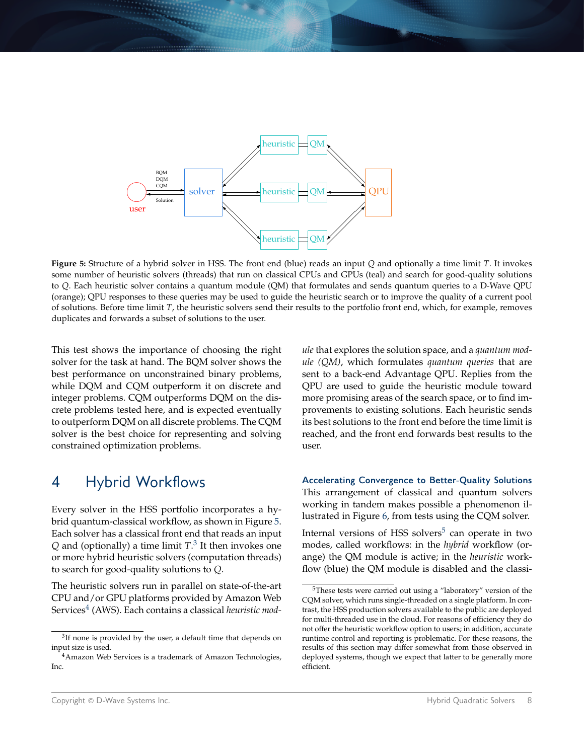Figure 5: Structure of a hybrid solver in HSS. The front end (blue) reads an input $Q$ and optionally a time limit $T$. It invokes some number of heuristic solvers (threads) that run on classical CPUs and GPUs (teal) and search for good-quality solutions to $Q$. Each heuristic solver contains a quantum module (QM) that formulates and sends quantum queries to a D-Wave QPU (orange); QPU responses to these queries may be used to guide the heuristic search or to improve the quality of a current pool of solutions. Before time limit $T$, the heuristic solvers send their results to the portfolio front end, which, for example, removes duplicates and forwards a subset of solutions to the user.

This test shows the importance of choosing the right solver for the task at hand. The BQM solver shows the best performance on unconstrained binary problems, while DQM and CQM outperform it on discrete and integer problems. CQM outperforms DQM on the discrete problems tested here, and is expected eventually to outperform DQM on all discrete problems. The CQM solver is the best choice for representing and solving constrained optimization problems.

# 4 Hybrid Workflows

Every solver in the HSS portfolio incorporates a hybrid quantum-classical workflow, as shown in Figure 5. Each solver has a classical front end that reads an input $Q$ and (optionally) a time limit $T$.[3] It then invokes one or more hybrid heuristic solvers (computation threads) to search for good-quality solutions to $Q$.

The heuristic solvers run in parallel on state-of-the-art CPU and/or GPU platforms provided by Amazon Web Services[4] (AWS). Each contains a classical *heuristic module* that explores the solution space, and a *quantum module (QM)*, which formulates *quantum queries* that are sent to a back-end Advantage QPU. Replies from the QPU are used to guide the heuristic module toward more promising areas of the search space, or to find improvements to existing solutions. Each heuristic sends its best solutions to the front end before the time limit is reached, and the front end forwards best results to the user.

### Accelerating Convergence to Better-Quality Solutions

This arrangement of classical and quantum solvers working in tandem makes possible a phenomenon illustrated in Figure 6, from tests using the CQM solver.

Internal versions of HSS solvers[5] can operate in two modes, called workflows: in the *hybrid* workflow (orange) the QM module is active; in the *heuristic* workflow (blue) the QM module is disabled and the classi-

[3] If none is provided by the user, a default time that depends on input size is used.

[4] Amazon Web Services is a trademark of Amazon Technologies, Inc.

[5] These tests were carried out using a "laboratory" version of the CQM solver, which runs single-threaded on a single platform. In contrast, the HSS production solvers available to the public are deployed for multi-threaded use in the cloud. For reasons of efficiency they do not offer the heuristic workflow option to users; in addition, accurate runtime control and reporting is problematic. For these reasons, the results of this section may differ somewhat from those observed in deployed systems, though we expect that latter to be generally more efficient.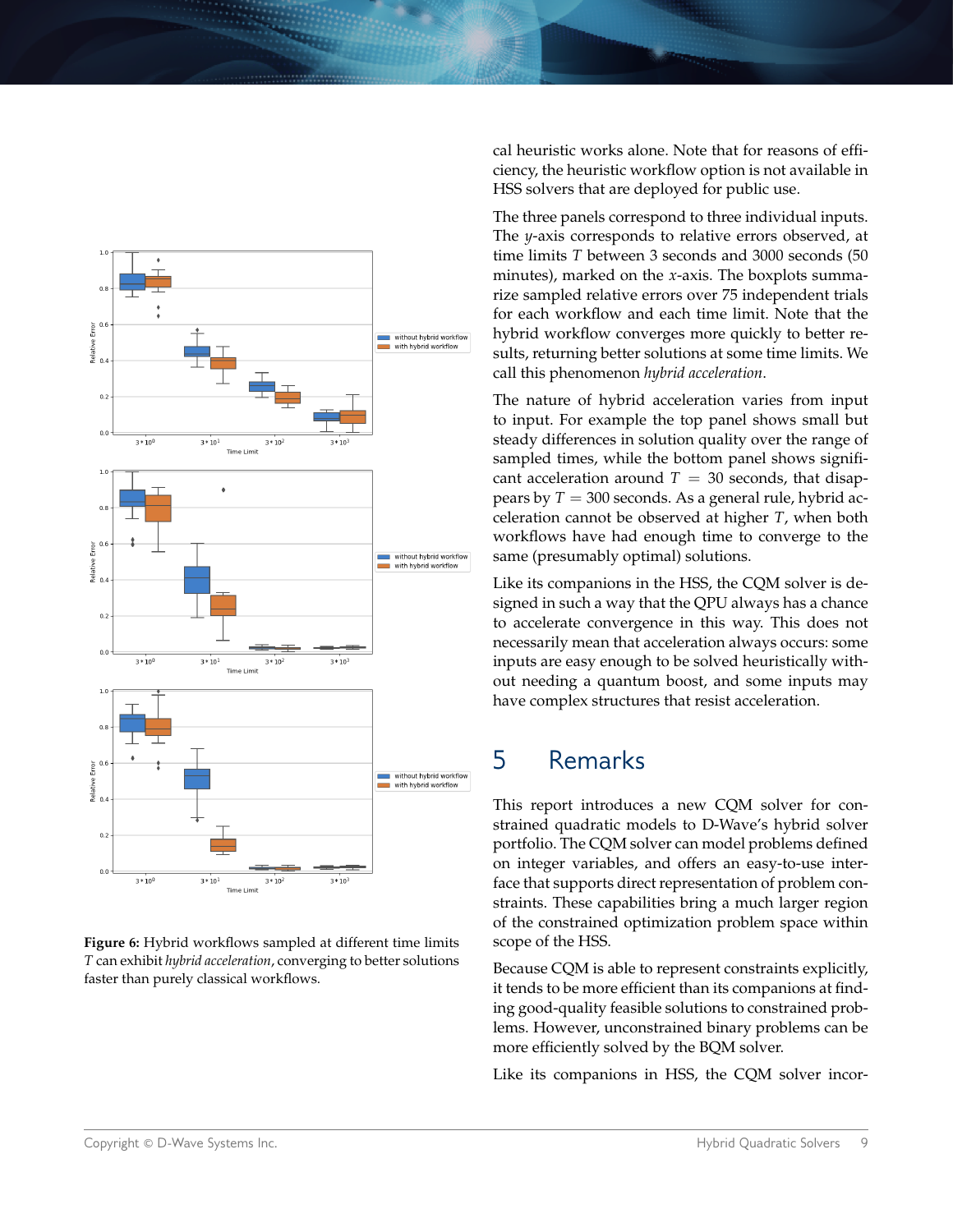cal heuristic works alone. Note that for reasons of efficiency, the heuristic workflow option is not available in HSS solvers that are deployed for public use.

The three panels correspond to three individual inputs. The $y$-axis corresponds to relative errors observed, at time limits $T$ between 3 seconds and 3000 seconds (50 minutes), marked on the $x$-axis. The boxplots summarize sampled relative errors over 75 independent trials for each workflow and each time limit. Note that the hybrid workflow converges more quickly to better results, returning better solutions at some time limits. We call this phenomenon *hybrid acceleration*.

The nature of hybrid acceleration varies from input to input. For example the top panel shows small but steady differences in solution quality over the range of sampled times, while the bottom panel shows significant acceleration around $T = 30$ seconds, that disappears by $T = 300$ seconds. As a general rule, hybrid acceleration cannot be observed at higher $T$, when both workflows have had enough time to converge to the same (presumably optimal) solutions.

Like its companions in the HSS, the CQM solver is designed in such a way that the QPU always has a chance to accelerate convergence in this way. This does not necessarily mean that acceleration always occurs: some inputs are easy enough to be solved heuristically without needing a quantum boost, and some inputs may have complex structures that resist acceleration.

**Figure 6:** Hybrid workflows sampled at different time limits $T$ can exhibit *hybrid acceleration*, converging to better solutions faster than purely classical workflows.

## 5 Remarks

This report introduces a new CQM solver for constrained quadratic models to D-Wave's hybrid solver portfolio. The CQM solver can model problems defined on integer variables, and offers an easy-to-use interface that supports direct representation of problem constraints. These capabilities bring a much larger region of the constrained optimization problem space within scope of the HSS.

Because CQM is able to represent constraints explicitly, it tends to be more efficient than its companions at finding good-quality feasible solutions to constrained problems. However, unconstrained binary problems can be more efficiently solved by the BQM solver.

Like its companions in HSS, the CQM solver incor-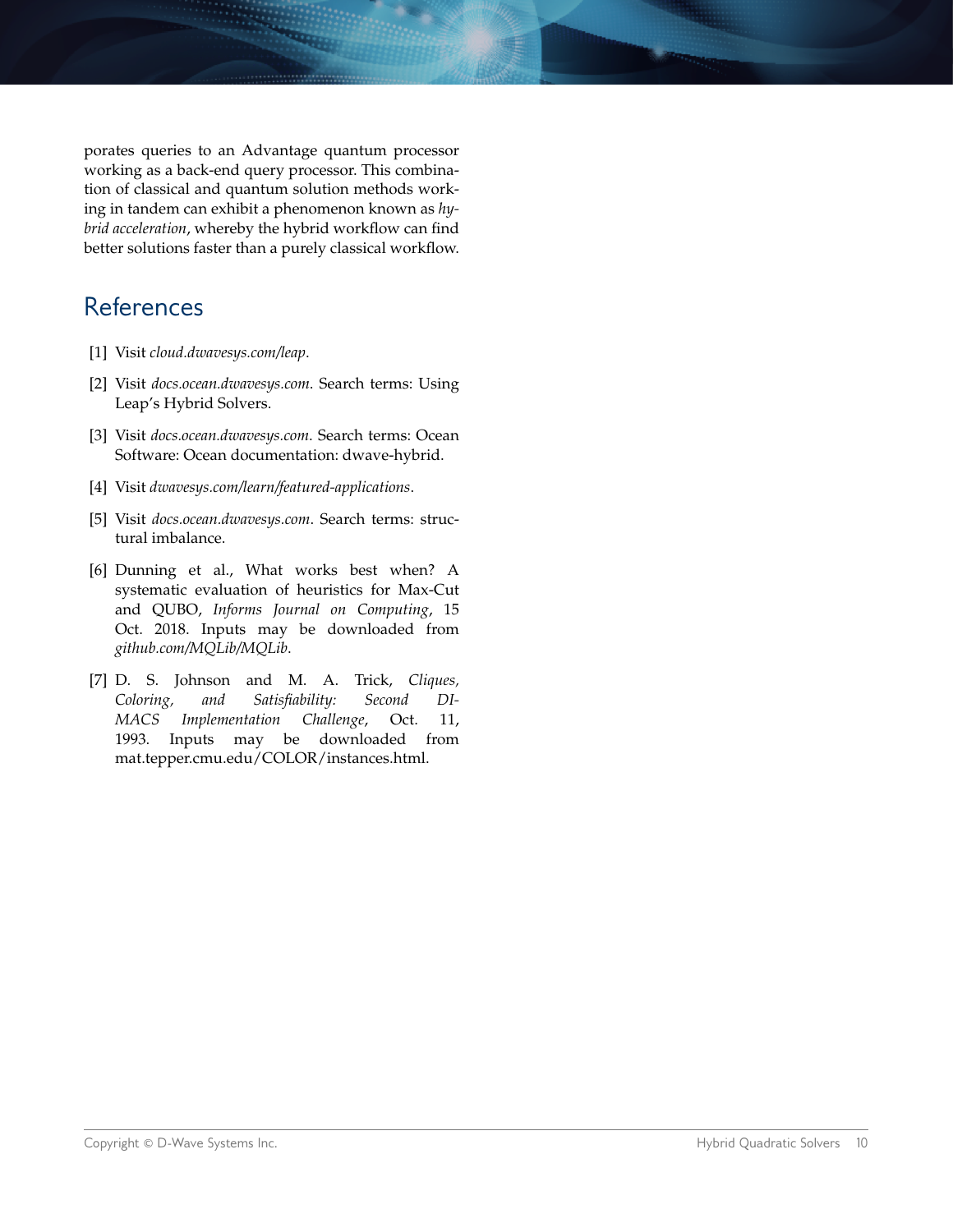porates queries to an Advantage quantum processor working as a back-end query processor. This combination of classical and quantum solution methods working in tandem can exhibit a phenomenon known as *hybrid acceleration*, whereby the hybrid workflow can find better solutions faster than a purely classical workflow.

## References

[1] Visit *cloud.dwavesys.com/leap*.

[2] Visit *docs.ocean.dwavesys.com*. Search terms: Using Leap's Hybrid Solvers.

[3] Visit *docs.ocean.dwavesys.com*. Search terms: Ocean Software: Ocean documentation: dwave-hybrid.

[4] Visit *dwavesys.com/learn/featured-applications*.

[5] Visit *docs.ocean.dwavesys.com*. Search terms: structural imbalance.

[6] Dunning et al., What works best when? A systematic evaluation of heuristics for Max-Cut and QUBO, *Informs Journal on Computing*, 15 Oct. 2018. Inputs may be downloaded from *github.com/MQLib/MQLib*.

[7] D. S. Johnson and M. A. Trick, *Cliques, Coloring, and Satisfiability: Second DIMACS Implementation Challenge*, Oct. 11, 1993. Inputs may be downloaded from mat.tepper.cmu.edu/COLOR/instances.html.